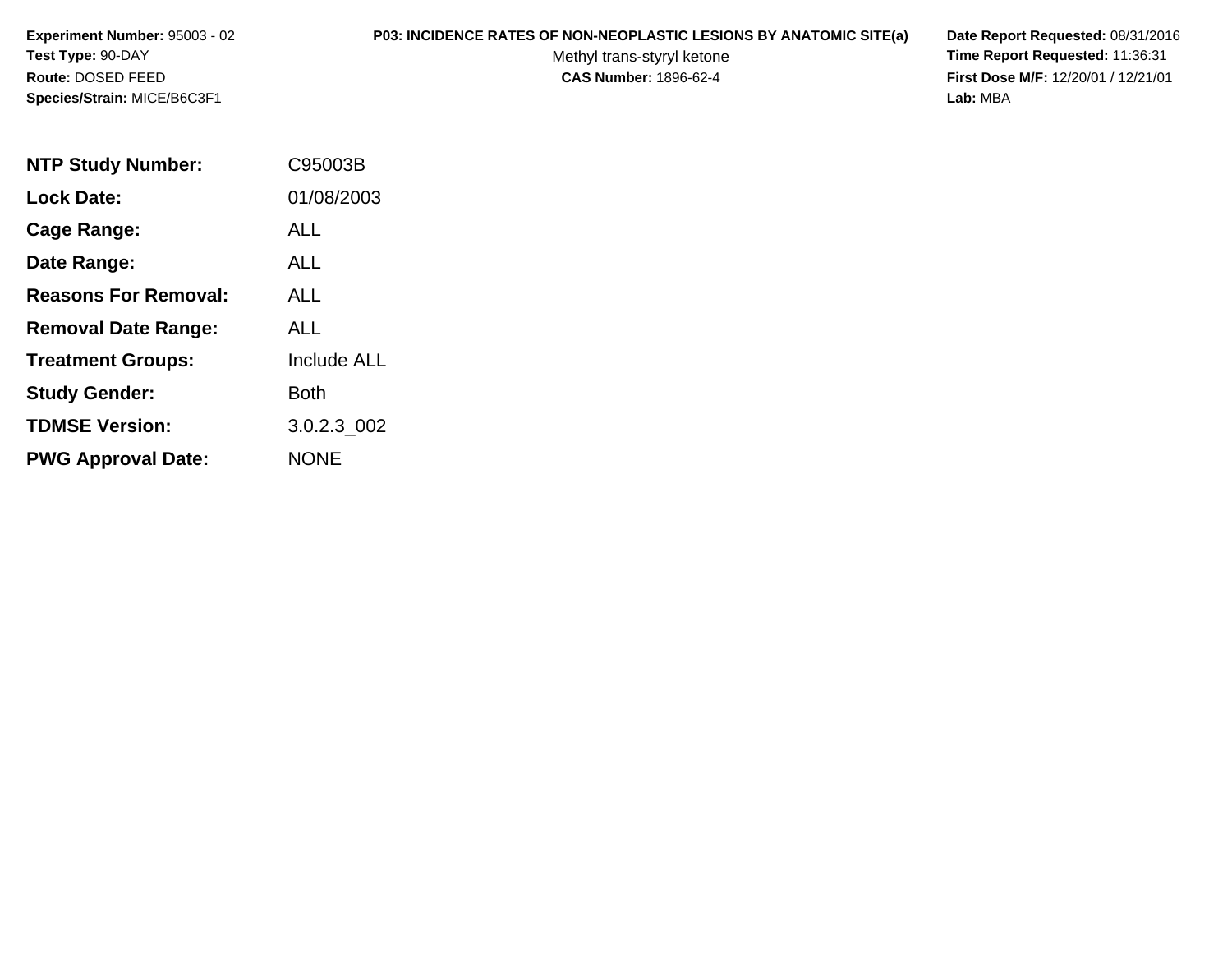**Experiment Number:** 95003 - 02
**Test Type:** 90-DAY
**Route:** DOSED FEED
**Species/Strain:** MICE/B6C3F1

**P03: INCIDENCE RATES OF NON-NEOPLASTIC LESIONS BY ANATOMIC SITE(a)**
Methyl trans-styryl ketone
**CAS Number:** 1896-62-4

**Date Report Requested:** 08/31/2016
**Time Report Requested:** 11:36:31
**First Dose M/F:** 12/20/01 / 12/21/01
**Lab:** MBA

| | |
|---|---|
| **NTP Study Number:** | C95003B |
| **Lock Date:** | 01/08/2003 |
| **Cage Range:** | ALL |
| **Date Range:** | ALL |
| **Reasons For Removal:** | ALL |
| **Removal Date Range:** | ALL |
| **Treatment Groups:** | Include ALL |
| **Study Gender:** | Both |
| **TDMSE Version:** | 3.0.2.3_002 |
| **PWG Approval Date:** | NONE |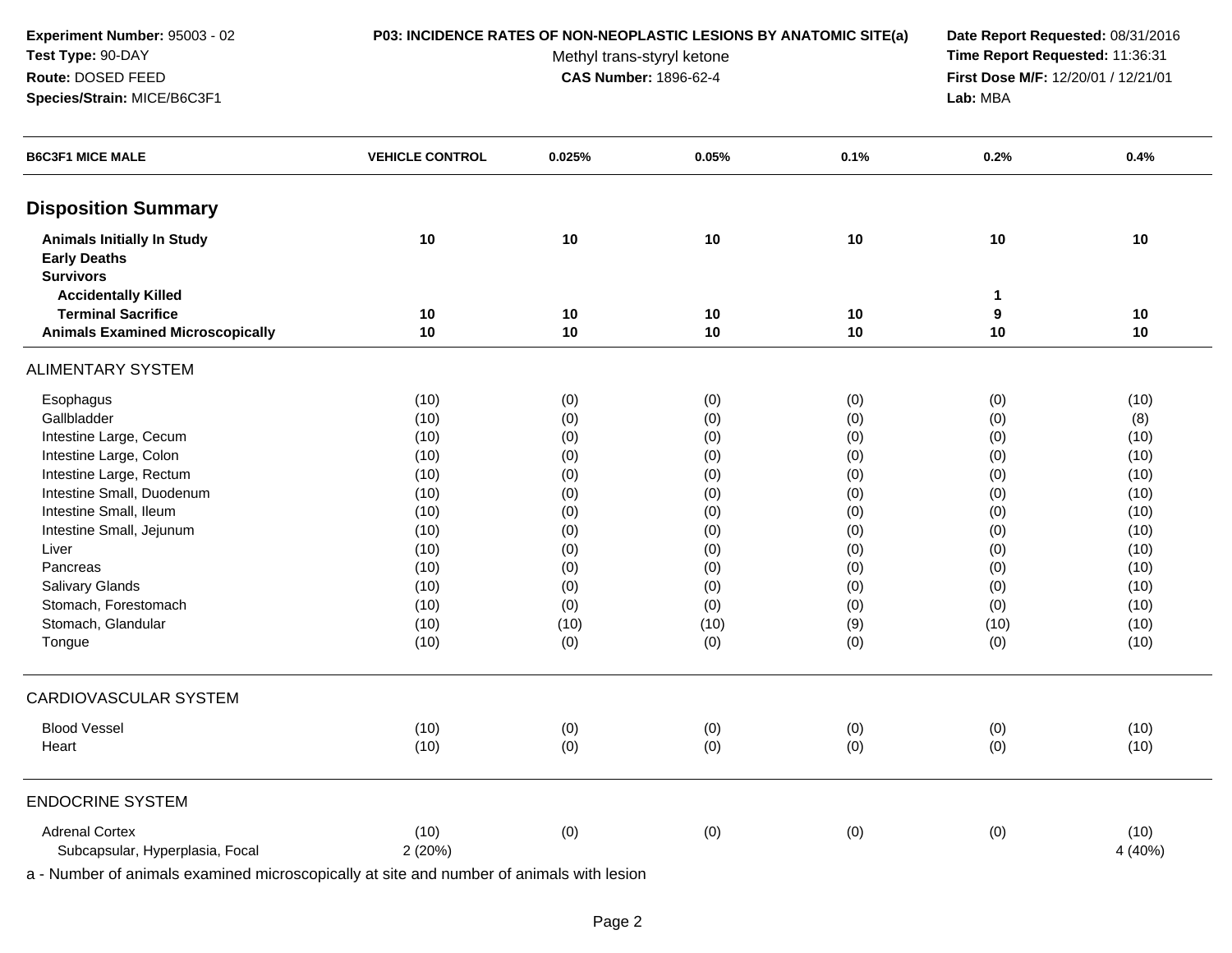**Experiment Number:** 95003 - 02
**Test Type:** 90-DAY
**Route:** DOSED FEED
**Species/Strain:** MICE/B6C3F1

**P03: INCIDENCE RATES OF NON-NEOPLASTIC LESIONS BY ANATOMIC SITE(a)**
Methyl trans-styryl ketone
**CAS Number:** 1896-62-4

**Date Report Requested:** 08/31/2016
**Time Report Requested:** 11:36:31
**First Dose M/F:** 12/20/01 / 12/21/01
**Lab:** MBA

| B6C3F1 MICE MALE | VEHICLE CONTROL | 0.025% | 0.05% | 0.1% | 0.2% | 0.4% |
|---|---|---|---|---|---|---|
| **Disposition Summary** | | | | | | |
| **Animals Initially In Study** | **10** | **10** | **10** | **10** | **10** | **10** |
| **Early Deaths** | | | | | | |
| **Survivors** | | | | | | |
| **Accidentally Killed** | | | | | **1** | |
| **Terminal Sacrifice** | **10** | **10** | **10** | **10** | **9** | **10** |
| **Animals Examined Microscopically** | **10** | **10** | **10** | **10** | **10** | **10** |
| ALIMENTARY SYSTEM | | | | | | |
| Esophagus | (10) | (0) | (0) | (0) | (0) | (10) |
| Gallbladder | (10) | (0) | (0) | (0) | (0) | (8) |
| Intestine Large, Cecum | (10) | (0) | (0) | (0) | (0) | (10) |
| Intestine Large, Colon | (10) | (0) | (0) | (0) | (0) | (10) |
| Intestine Large, Rectum | (10) | (0) | (0) | (0) | (0) | (10) |
| Intestine Small, Duodenum | (10) | (0) | (0) | (0) | (0) | (10) |
| Intestine Small, Ileum | (10) | (0) | (0) | (0) | (0) | (10) |
| Intestine Small, Jejunum | (10) | (0) | (0) | (0) | (0) | (10) |
| Liver | (10) | (0) | (0) | (0) | (0) | (10) |
| Pancreas | (10) | (0) | (0) | (0) | (0) | (10) |
| Salivary Glands | (10) | (0) | (0) | (0) | (0) | (10) |
| Stomach, Forestomach | (10) | (0) | (0) | (0) | (0) | (10) |
| Stomach, Glandular | (10) | (10) | (10) | (9) | (10) | (10) |
| Tongue | (10) | (0) | (0) | (0) | (0) | (10) |
| CARDIOVASCULAR SYSTEM | | | | | | |
| Blood Vessel | (10) | (0) | (0) | (0) | (0) | (10) |
| Heart | (10) | (0) | (0) | (0) | (0) | (10) |
| ENDOCRINE SYSTEM | | | | | | |
| Adrenal Cortex | (10) | (0) | (0) | (0) | (0) | (10) |
| Subcapsular, Hyperplasia, Focal | 2 (20%) | | | | | 4 (40%) |

a - Number of animals examined microscopically at site and number of animals with lesion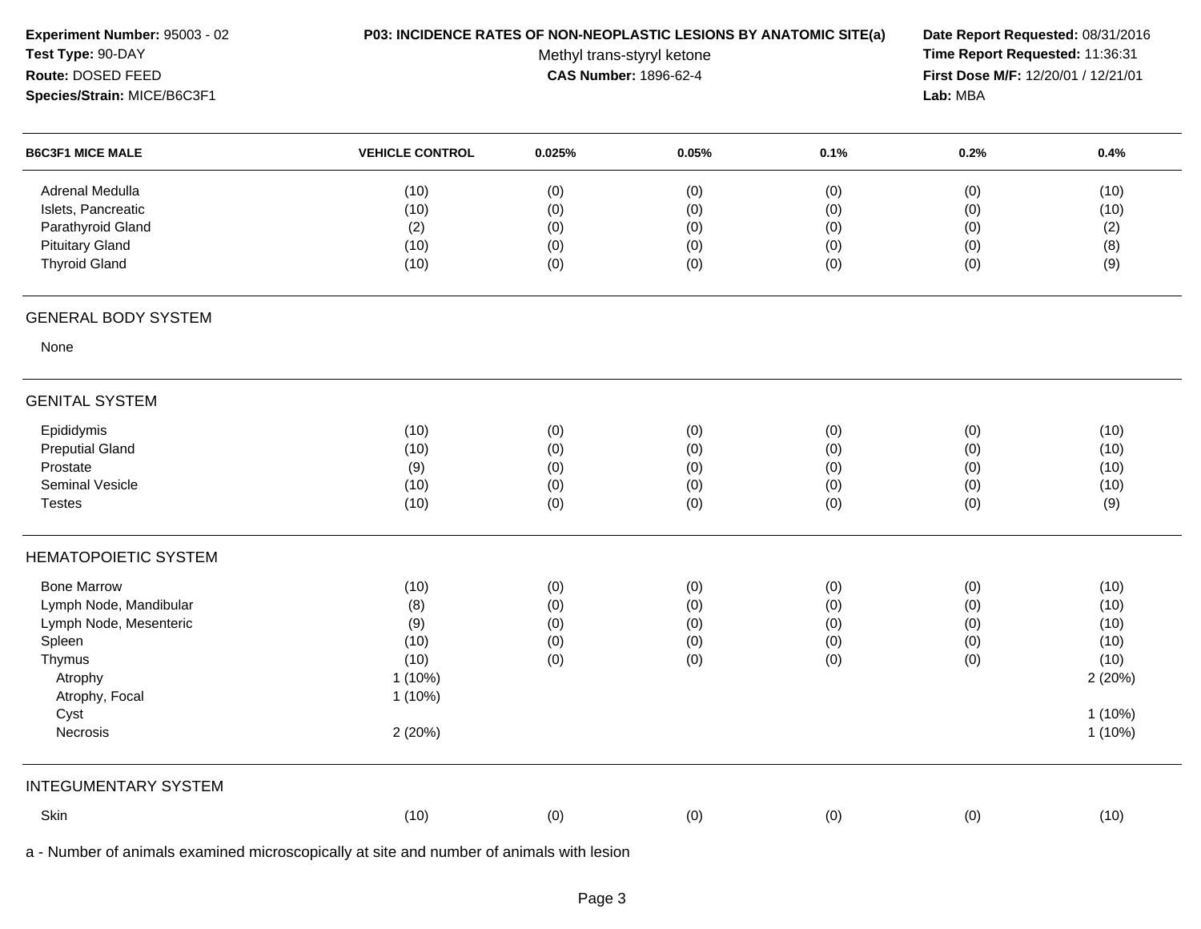**Experiment Number:** 95003 - 02
**Test Type:** 90-DAY
**Route:** DOSED FEED
**Species/Strain:** MICE/B6C3F1

**P03: INCIDENCE RATES OF NON-NEOPLASTIC LESIONS BY ANATOMIC SITE(a)**
Methyl trans-styryl ketone
**CAS Number:** 1896-62-4

**Date Report Requested:** 08/31/2016
**Time Report Requested:** 11:36:31
**First Dose M/F:** 12/20/01 / 12/21/01
**Lab:** MBA

| B6C3F1 MICE MALE | VEHICLE CONTROL | 0.025% | 0.05% | 0.1% | 0.2% | 0.4% |
|---|---|---|---|---|---|---|
| Adrenal Medulla | (10) | (0) | (0) | (0) | (0) | (10) |
| Islets, Pancreatic | (10) | (0) | (0) | (0) | (0) | (10) |
| Parathyroid Gland | (2) | (0) | (0) | (0) | (0) | (2) |
| Pituitary Gland | (10) | (0) | (0) | (0) | (0) | (8) |
| Thyroid Gland | (10) | (0) | (0) | (0) | (0) | (9) |
| **GENERAL BODY SYSTEM** | | | | | | |
| None | | | | | | |
| **GENITAL SYSTEM** | | | | | | |
| Epididymis | (10) | (0) | (0) | (0) | (0) | (10) |
| Preputial Gland | (10) | (0) | (0) | (0) | (0) | (10) |
| Prostate | (9) | (0) | (0) | (0) | (0) | (10) |
| Seminal Vesicle | (10) | (0) | (0) | (0) | (0) | (10) |
| Testes | (10) | (0) | (0) | (0) | (0) | (9) |
| **HEMATOPOIETIC SYSTEM** | | | | | | |
| Bone Marrow | (10) | (0) | (0) | (0) | (0) | (10) |
| Lymph Node, Mandibular | (8) | (0) | (0) | (0) | (0) | (10) |
| Lymph Node, Mesenteric | (9) | (0) | (0) | (0) | (0) | (10) |
| Spleen | (10) | (0) | (0) | (0) | (0) | (10) |
| Thymus | (10) | (0) | (0) | (0) | (0) | (10) |
| Atrophy | 1 (10%) | | | | | 2 (20%) |
| Atrophy, Focal | 1 (10%) | | | | | |
| Cyst | | | | | | 1 (10%) |
| Necrosis | 2 (20%) | | | | | 1 (10%) |
| **INTEGUMENTARY SYSTEM** | | | | | | |
| Skin | (10) | (0) | (0) | (0) | (0) | (10) |

a - Number of animals examined microscopically at site and number of animals with lesion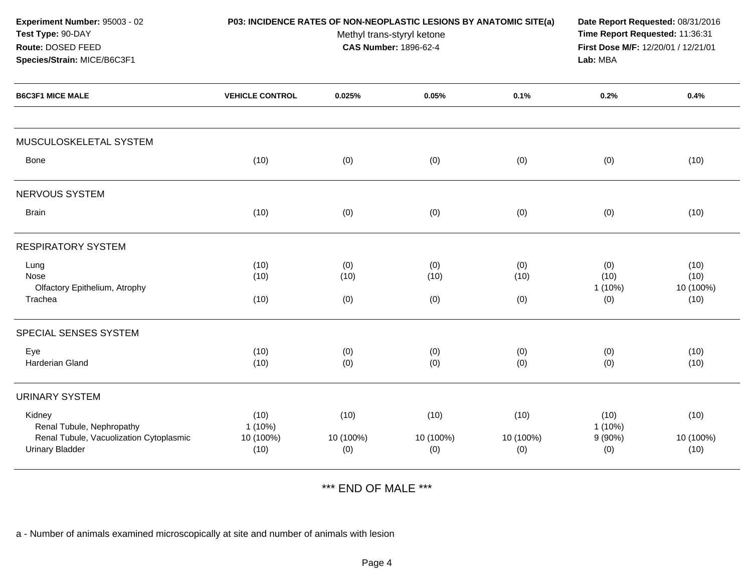**Experiment Number:** 95003 - 02
**Test Type:** 90-DAY
**Route:** DOSED FEED
**Species/Strain:** MICE/B6C3F1

**P03: INCIDENCE RATES OF NON-NEOPLASTIC LESIONS BY ANATOMIC SITE(a)**
Methyl trans-styryl ketone
**CAS Number:** 1896-62-4

**Date Report Requested:** 08/31/2016
**Time Report Requested:** 11:36:31
**First Dose M/F:** 12/20/01 / 12/21/01
**Lab:** MBA

| B6C3F1 MICE MALE | VEHICLE CONTROL | 0.025% | 0.05% | 0.1% | 0.2% | 0.4% |
|---|---|---|---|---|---|---|
| **MUSCULOSKELETAL SYSTEM** | | | | | | |
| Bone | (10) | (0) | (0) | (0) | (0) | (10) |
| **NERVOUS SYSTEM** | | | | | | |
| Brain | (10) | (0) | (0) | (0) | (0) | (10) |
| **RESPIRATORY SYSTEM** | | | | | | |
| Lung | (10) | (0) | (0) | (0) | (0) | (10) |
| Nose | (10) | (10) | (10) | (10) | (10) | (10) |
| Olfactory Epithelium, Atrophy | | | | | 1 (10%) | 10 (100%) |
| Trachea | (10) | (0) | (0) | (0) | (0) | (10) |
| **SPECIAL SENSES SYSTEM** | | | | | | |
| Eye | (10) | (0) | (0) | (0) | (0) | (10) |
| Harderian Gland | (10) | (0) | (0) | (0) | (0) | (10) |
| **URINARY SYSTEM** | | | | | | |
| Kidney | (10) | (10) | (10) | (10) | (10) | (10) |
| Renal Tubule, Nephropathy | 1 (10%) | | | | 1 (10%) | |
| Renal Tubule, Vacuolization Cytoplasmic | 10 (100%) | 10 (100%) | 10 (100%) | 10 (100%) | 9 (90%) | 10 (100%) |
| Urinary Bladder | (10) | (0) | (0) | (0) | (0) | (10) |

*** END OF MALE ***

a - Number of animals examined microscopically at site and number of animals with lesion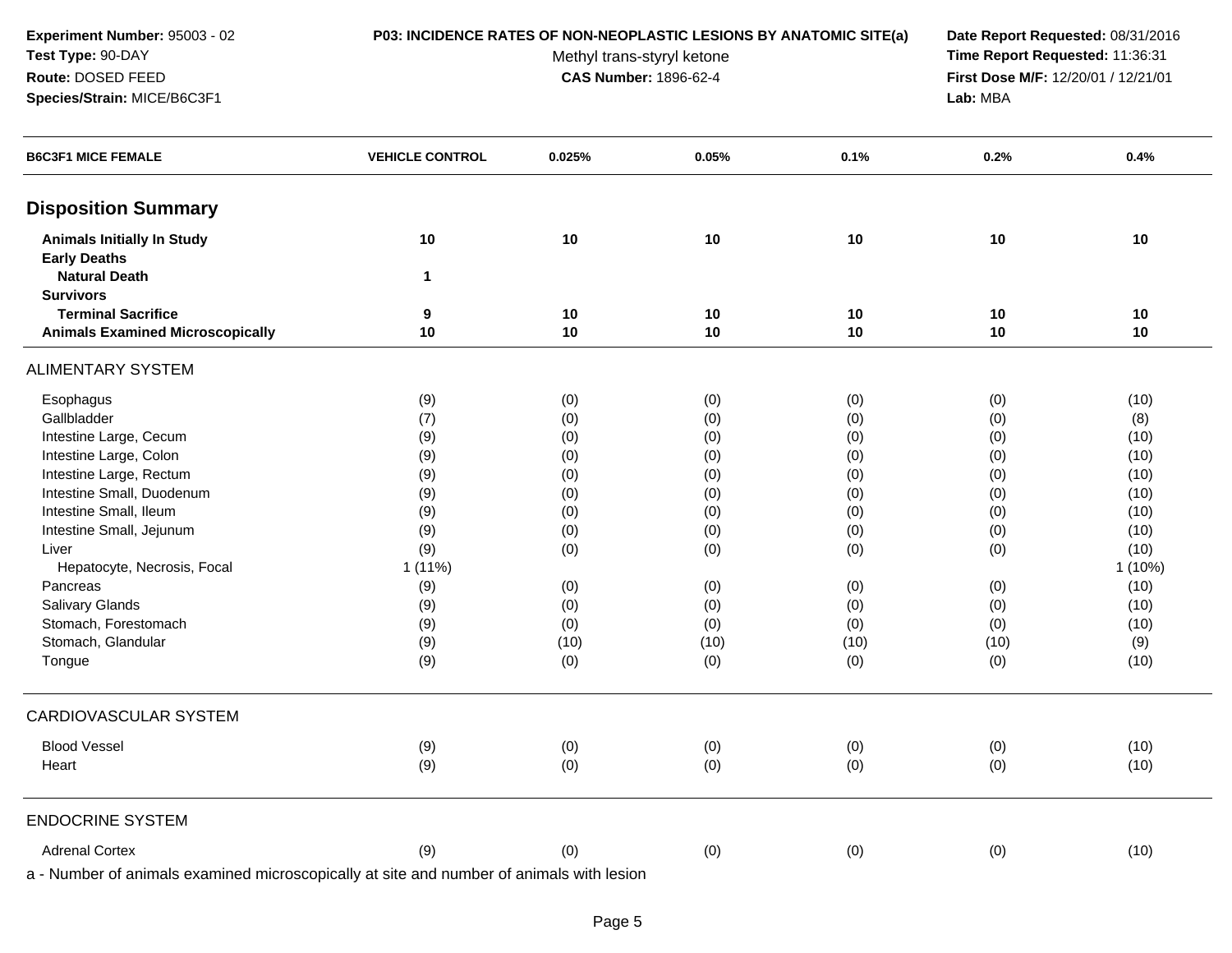**Experiment Number:** 95003 - 02
**Test Type:** 90-DAY
**Route:** DOSED FEED
**Species/Strain:** MICE/B6C3F1

**P03: INCIDENCE RATES OF NON-NEOPLASTIC LESIONS BY ANATOMIC SITE(a)**
Methyl trans-styryl ketone
**CAS Number:** 1896-62-4

**Date Report Requested:** 08/31/2016
**Time Report Requested:** 11:36:31
**First Dose M/F:** 12/20/01 / 12/21/01
**Lab:** MBA

| B6C3F1 MICE FEMALE | VEHICLE CONTROL | 0.025% | 0.05% | 0.1% | 0.2% | 0.4% |
|---|---|---|---|---|---|---|
| **Disposition Summary** | | | | | | |
| **Animals Initially In Study** | **10** | **10** | **10** | **10** | **10** | **10** |
| **Early Deaths** | | | | | | |
| **Natural Death** | **1** | | | | | |
| **Survivors** | | | | | | |
| **Terminal Sacrifice** | **9** | **10** | **10** | **10** | **10** | **10** |
| **Animals Examined Microscopically** | **10** | **10** | **10** | **10** | **10** | **10** |
| ALIMENTARY SYSTEM | | | | | | |
| Esophagus | (9) | (0) | (0) | (0) | (0) | (10) |
| Gallbladder | (7) | (0) | (0) | (0) | (0) | (8) |
| Intestine Large, Cecum | (9) | (0) | (0) | (0) | (0) | (10) |
| Intestine Large, Colon | (9) | (0) | (0) | (0) | (0) | (10) |
| Intestine Large, Rectum | (9) | (0) | (0) | (0) | (0) | (10) |
| Intestine Small, Duodenum | (9) | (0) | (0) | (0) | (0) | (10) |
| Intestine Small, Ileum | (9) | (0) | (0) | (0) | (0) | (10) |
| Intestine Small, Jejunum | (9) | (0) | (0) | (0) | (0) | (10) |
| Liver | (9) | (0) | (0) | (0) | (0) | (10) |
| Hepatocyte, Necrosis, Focal | 1 (11%) | | | | | 1 (10%) |
| Pancreas | (9) | (0) | (0) | (0) | (0) | (10) |
| Salivary Glands | (9) | (0) | (0) | (0) | (0) | (10) |
| Stomach, Forestomach | (9) | (0) | (0) | (0) | (0) | (10) |
| Stomach, Glandular | (9) | (10) | (10) | (10) | (10) | (9) |
| Tongue | (9) | (0) | (0) | (0) | (0) | (10) |
| CARDIOVASCULAR SYSTEM | | | | | | |
| Blood Vessel | (9) | (0) | (0) | (0) | (0) | (10) |
| Heart | (9) | (0) | (0) | (0) | (0) | (10) |
| ENDOCRINE SYSTEM | | | | | | |
| Adrenal Cortex | (9) | (0) | (0) | (0) | (0) | (10) |

a - Number of animals examined microscopically at site and number of animals with lesion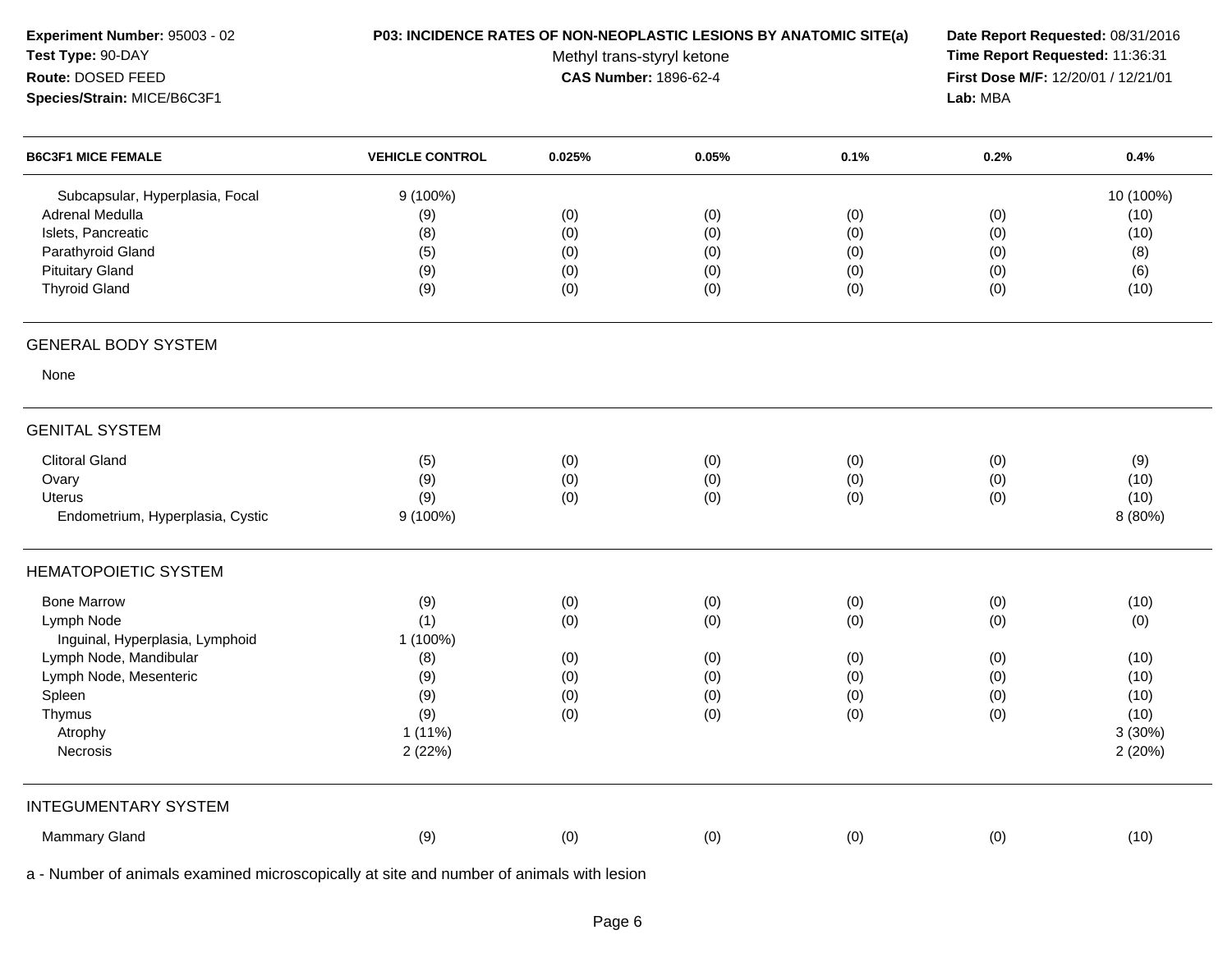**Experiment Number:** 95003 - 02
**Test Type:** 90-DAY
**Route:** DOSED FEED
**Species/Strain:** MICE/B6C3F1

**P03: INCIDENCE RATES OF NON-NEOPLASTIC LESIONS BY ANATOMIC SITE(a)**
Methyl trans-styryl ketone
**CAS Number:** 1896-62-4

**Date Report Requested:** 08/31/2016
**Time Report Requested:** 11:36:31
**First Dose M/F:** 12/20/01 / 12/21/01
**Lab:** MBA

| B6C3F1 MICE FEMALE | VEHICLE CONTROL | 0.025% | 0.05% | 0.1% | 0.2% | 0.4% |
|---|---|---|---|---|---|---|
| Subcapsular, Hyperplasia, Focal | 9 (100%) | | | | | 10 (100%) |
| Adrenal Medulla | (9) | (0) | (0) | (0) | (0) | (10) |
| Islets, Pancreatic | (8) | (0) | (0) | (0) | (0) | (10) |
| Parathyroid Gland | (5) | (0) | (0) | (0) | (0) | (8) |
| Pituitary Gland | (9) | (0) | (0) | (0) | (0) | (6) |
| Thyroid Gland | (9) | (0) | (0) | (0) | (0) | (10) |
| **GENERAL BODY SYSTEM** | | | | | | |
| None | | | | | | |
| **GENITAL SYSTEM** | | | | | | |
| Clitoral Gland | (5) | (0) | (0) | (0) | (0) | (9) |
| Ovary | (9) | (0) | (0) | (0) | (0) | (10) |
| Uterus | (9) | (0) | (0) | (0) | (0) | (10) |
| Endometrium, Hyperplasia, Cystic | 9 (100%) | | | | | 8 (80%) |
| **HEMATOPOIETIC SYSTEM** | | | | | | |
| Bone Marrow | (9) | (0) | (0) | (0) | (0) | (10) |
| Lymph Node | (1) | (0) | (0) | (0) | (0) | (0) |
| Inguinal, Hyperplasia, Lymphoid | 1 (100%) | | | | | |
| Lymph Node, Mandibular | (8) | (0) | (0) | (0) | (0) | (10) |
| Lymph Node, Mesenteric | (9) | (0) | (0) | (0) | (0) | (10) |
| Spleen | (9) | (0) | (0) | (0) | (0) | (10) |
| Thymus | (9) | (0) | (0) | (0) | (0) | (10) |
| Atrophy | 1 (11%) | | | | | 3 (30%) |
| Necrosis | 2 (22%) | | | | | 2 (20%) |
| **INTEGUMENTARY SYSTEM** | | | | | | |
| Mammary Gland | (9) | (0) | (0) | (0) | (0) | (10) |

a - Number of animals examined microscopically at site and number of animals with lesion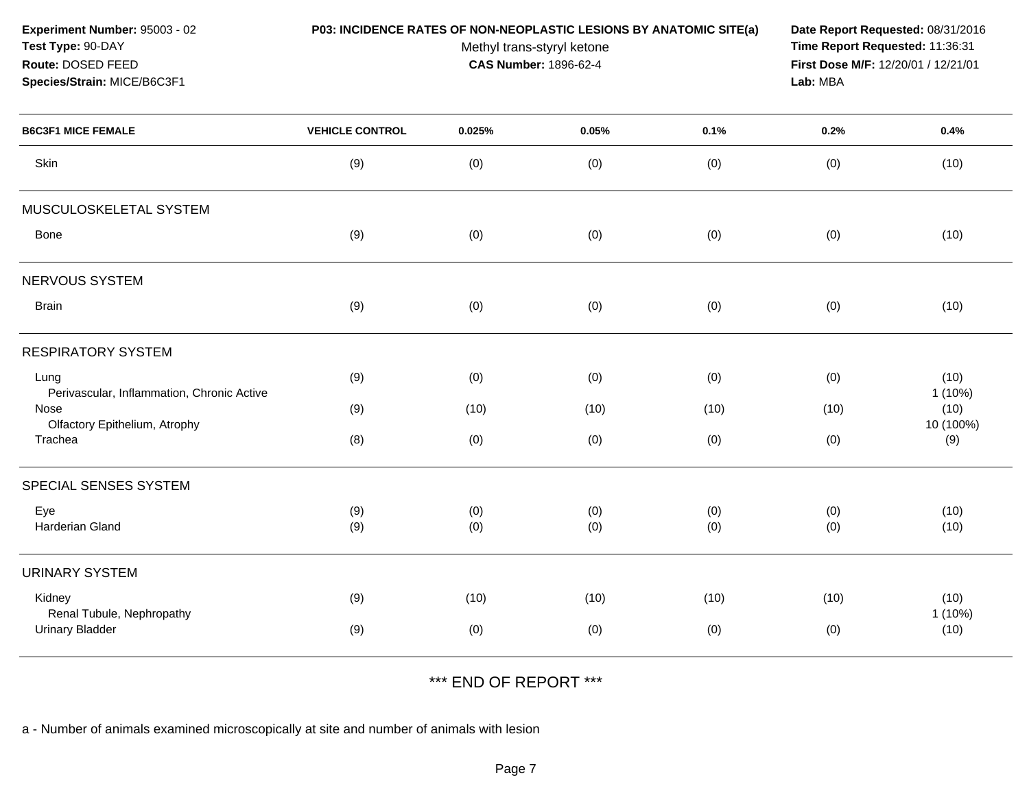**Experiment Number:** 95003 - 02
**Test Type:** 90-DAY
**Route:** DOSED FEED
**Species/Strain:** MICE/B6C3F1

**P03: INCIDENCE RATES OF NON-NEOPLASTIC LESIONS BY ANATOMIC SITE(a)**
Methyl trans-styryl ketone
**CAS Number:** 1896-62-4

**Date Report Requested:** 08/31/2016
**Time Report Requested:** 11:36:31
**First Dose M/F:** 12/20/01 / 12/21/01
**Lab:** MBA

| B6C3F1 MICE FEMALE | VEHICLE CONTROL | 0.025% | 0.05% | 0.1% | 0.2% | 0.4% |
|---|---|---|---|---|---|---|
| Skin | (9) | (0) | (0) | (0) | (0) | (10) |
| MUSCULOSKELETAL SYSTEM | | | | | | |
| Bone | (9) | (0) | (0) | (0) | (0) | (10) |
| NERVOUS SYSTEM | | | | | | |
| Brain | (9) | (0) | (0) | (0) | (0) | (10) |
| RESPIRATORY SYSTEM | | | | | | |
| Lung | (9) | (0) | (0) | (0) | (0) | (10) |
| Perivascular, Inflammation, Chronic Active | | | | | | 1 (10%) |
| Nose | (9) | (10) | (10) | (10) | (10) | (10) |
| Olfactory Epithelium, Atrophy | | | | | | 10 (100%) |
| Trachea | (8) | (0) | (0) | (0) | (0) | (9) |
| SPECIAL SENSES SYSTEM | | | | | | |
| Eye | (9) | (0) | (0) | (0) | (0) | (10) |
| Harderian Gland | (9) | (0) | (0) | (0) | (0) | (10) |
| URINARY SYSTEM | | | | | | |
| Kidney | (9) | (10) | (10) | (10) | (10) | (10) |
| Renal Tubule, Nephropathy | | | | | | 1 (10%) |
| Urinary Bladder | (9) | (0) | (0) | (0) | (0) | (10) |

*** END OF REPORT ***

a - Number of animals examined microscopically at site and number of animals with lesion